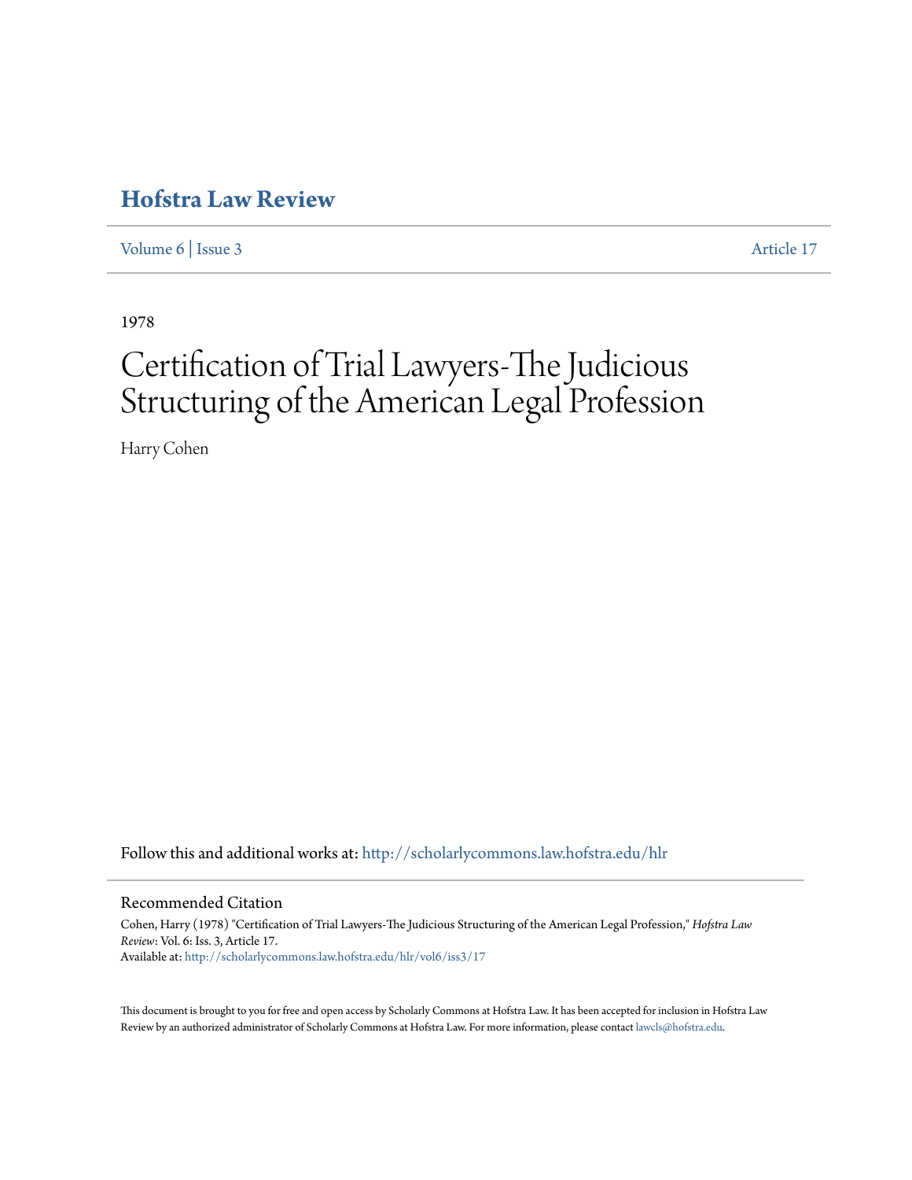# Hofstra Law Review

Volume 6 | Issue 3 Article 17

1978

# Certification of Trial Lawyers-The Judicious Structuring of the American Legal Profession

Harry Cohen

Follow this and additional works at: http://scholarlycommons.law.hofstra.edu/hlr

## Recommended Citation

Cohen, Harry (1978) "Certification of Trial Lawyers-The Judicious Structuring of the American Legal Profession," *Hofstra Law Review*: Vol. 6: Iss. 3, Article 17.
Available at: http://scholarlycommons.law.hofstra.edu/hlr/vol6/iss3/17

This document is brought to you for free and open access by Scholarly Commons at Hofstra Law. It has been accepted for inclusion in Hofstra Law Review by an authorized administrator of Scholarly Commons at Hofstra Law. For more information, please contact lawcls@hofstra.edu.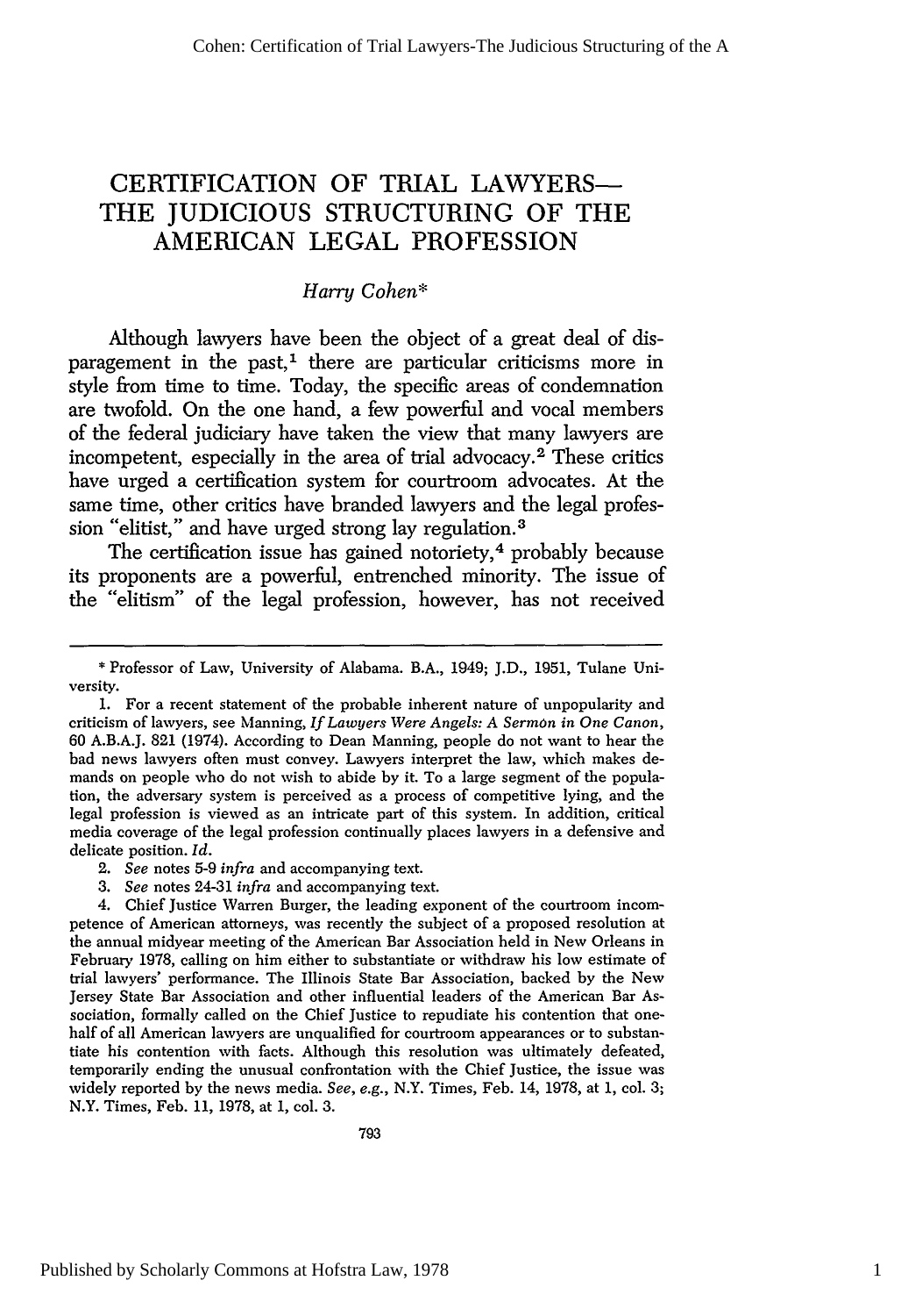# CERTIFICATION OF TRIAL LAWYERS—THE JUDICIOUS STRUCTURING OF THE AMERICAN LEGAL PROFESSION

*Harry Cohen\**

Although lawyers have been the object of a great deal of disparagement in the past,[1] there are particular criticisms more in style from time to time. Today, the specific areas of condemnation are twofold. On the one hand, a few powerful and vocal members of the federal judiciary have taken the view that many lawyers are incompetent, especially in the area of trial advocacy.[2] These critics have urged a certification system for courtroom advocates. At the same time, other critics have branded lawyers and the legal profession "elitist," and have urged strong lay regulation.[3]

The certification issue has gained notoriety,[4] probably because its proponents are a powerful, entrenched minority. The issue of the "elitism" of the legal profession, however, has not received

---

\* Professor of Law, University of Alabama. B.A., 1949; J.D., 1951, Tulane University.

1. For a recent statement of the probable inherent nature of unpopularity and criticism of lawyers, see Manning, *If Lawyers Were Angels: A Sermon in One Canon*, 60 A.B.A.J. 821 (1974). According to Dean Manning, people do not want to hear the bad news lawyers often must convey. Lawyers interpret the law, which makes demands on people who do not wish to abide by it. To a large segment of the population, the adversary system is perceived as a process of competitive lying, and the legal profession is viewed as an intricate part of this system. In addition, critical media coverage of the legal profession continually places lawyers in a defensive and delicate position. *Id.*

2. *See* notes 5-9 *infra* and accompanying text.

3. *See* notes 24-31 *infra* and accompanying text.

4. Chief Justice Warren Burger, the leading exponent of the courtroom incompetence of American attorneys, was recently the subject of a proposed resolution at the annual midyear meeting of the American Bar Association held in New Orleans in February 1978, calling on him either to substantiate or withdraw his low estimate of trial lawyers' performance. The Illinois State Bar Association, backed by the New Jersey State Bar Association and other influential leaders of the American Bar Association, formally called on the Chief Justice to repudiate his contention that one-half of all American lawyers are unqualified for courtroom appearances or to substantiate his contention with facts. Although this resolution was ultimately defeated, temporarily ending the unusual confrontation with the Chief Justice, the issue was widely reported by the news media. *See, e.g.*, N.Y. Times, Feb. 14, 1978, at 1, col. 3; N.Y. Times, Feb. 11, 1978, at 1, col. 3.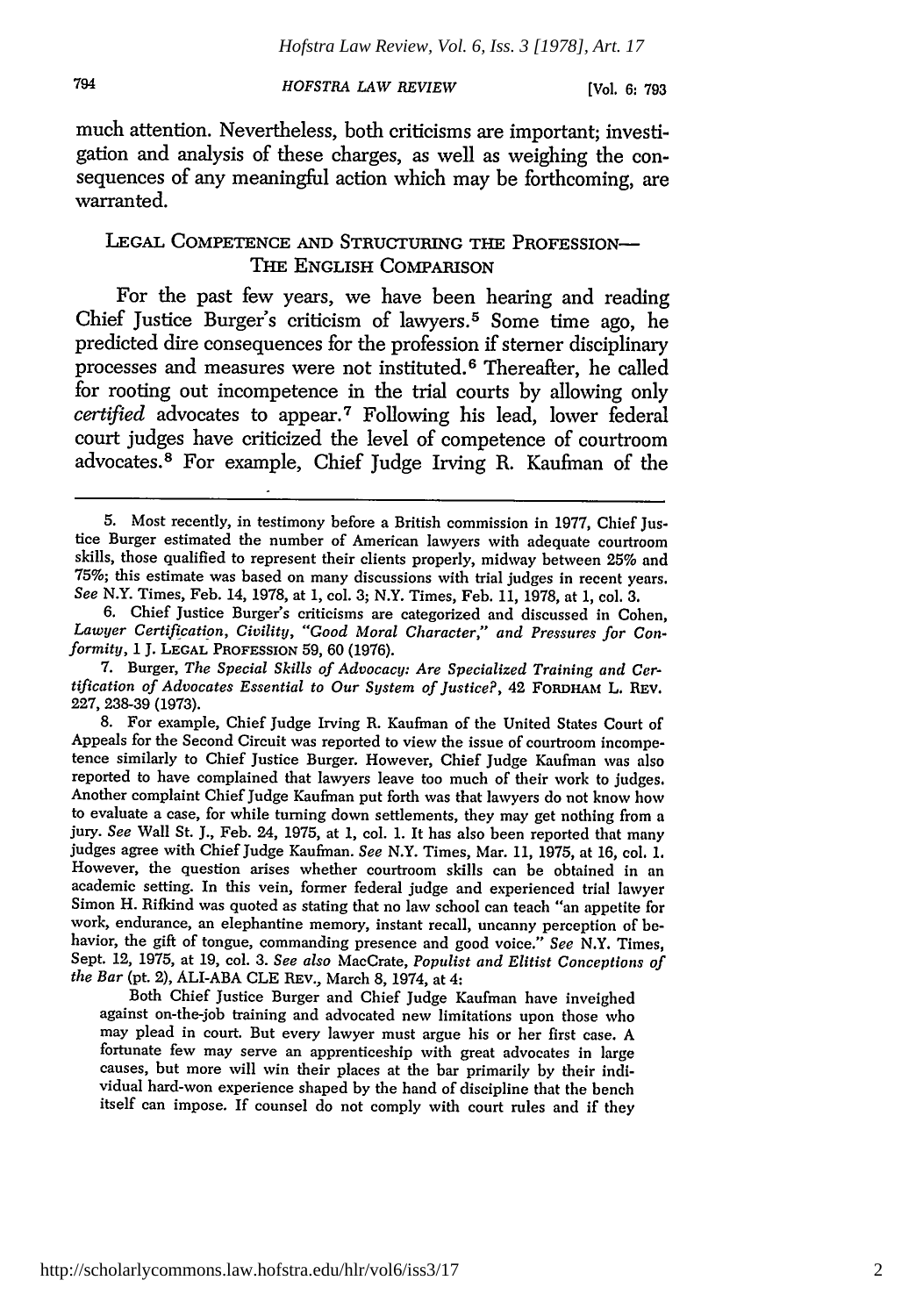much attention. Nevertheless, both criticisms are important; investigation and analysis of these charges, as well as weighing the consequences of any meaningful action which may be forthcoming, are warranted.

## LEGAL COMPETENCE AND STRUCTURING THE PROFESSION—THE ENGLISH COMPARISON

For the past few years, we have been hearing and reading Chief Justice Burger's criticism of lawyers.[5] Some time ago, he predicted dire consequences for the profession if sterner disciplinary processes and measures were not instituted.[6] Thereafter, he called for rooting out incompetence in the trial courts by allowing only *certified* advocates to appear.[7] Following his lead, lower federal court judges have criticized the level of competence of courtroom advocates.[8] For example, Chief Judge Irving R. Kaufman of the

---

5. Most recently, in testimony before a British commission in 1977, Chief Justice Burger estimated the number of American lawyers with adequate courtroom skills, those qualified to represent their clients properly, midway between 25% and 75%; this estimate was based on many discussions with trial judges in recent years. *See* N.Y. Times, Feb. 14, 1978, at 1, col. 3; N.Y. Times, Feb. 11, 1978, at 1, col. 3.

6. Chief Justice Burger's criticisms are categorized and discussed in Cohen, *Lawyer Certification, Civility, "Good Moral Character," and Pressures for Conformity*, 1 J. LEGAL PROFESSION 59, 60 (1976).

7. Burger, *The Special Skills of Advocacy: Are Specialized Training and Certification of Advocates Essential to Our System of Justice?*, 42 FORDHAM L. REV. 227, 238-39 (1973).

8. For example, Chief Judge Irving R. Kaufman of the United States Court of Appeals for the Second Circuit was reported to view the issue of courtroom incompetence similarly to Chief Justice Burger. However, Chief Judge Kaufman was also reported to have complained that lawyers leave too much of their work to judges. Another complaint Chief Judge Kaufman put forth was that lawyers do not know how to evaluate a case, for while turning down settlements, they may get nothing from a jury. *See* Wall St. J., Feb. 24, 1975, at 1, col. 1. It has also been reported that many judges agree with Chief Judge Kaufman. *See* N.Y. Times, Mar. 11, 1975, at 16, col. 1. However, the question arises whether courtroom skills can be obtained in an academic setting. In this vein, former federal judge and experienced trial lawyer Simon H. Rifkind was quoted as stating that no law school can teach "an appetite for work, endurance, an elephantine memory, instant recall, uncanny perception of behavior, the gift of tongue, commanding presence and good voice." *See* N.Y. Times, Sept. 12, 1975, at 19, col. 3. *See also* MacCrate, *Populist and Elitist Conceptions of the Bar* (pt. 2), ALI-ABA CLE REV., March 8, 1974, at 4:

> Both Chief Justice Burger and Chief Judge Kaufman have inveighed against on-the-job training and advocated new limitations upon those who may plead in court. But every lawyer must argue his or her first case. A fortunate few may serve an apprenticeship with great advocates in large causes, but more will win their places at the bar primarily by their individual hard-won experience shaped by the hand of discipline that the bench itself can impose. If counsel do not comply with court rules and if they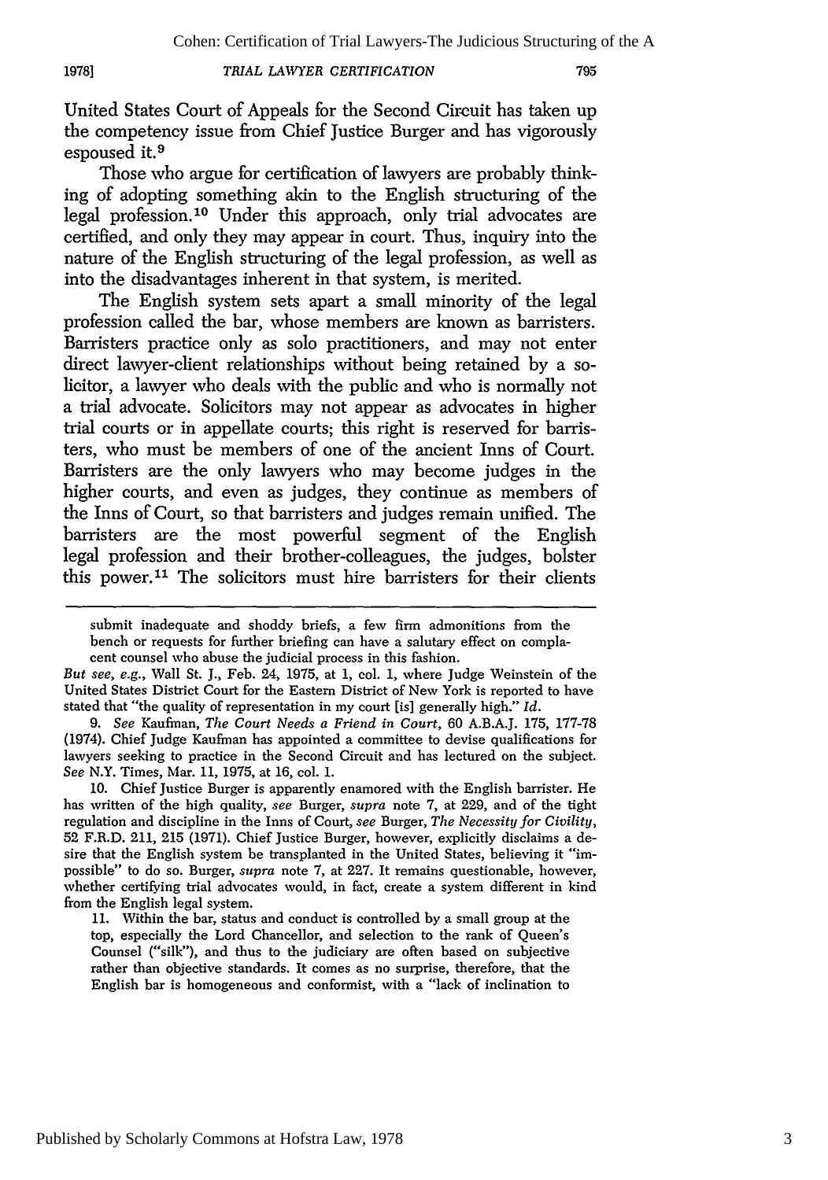United States Court of Appeals for the Second Circuit has taken up the competency issue from Chief Justice Burger and has vigorously espoused it.[9]

Those who argue for certification of lawyers are probably thinking of adopting something akin to the English structuring of the legal profession.[10] Under this approach, only trial advocates are certified, and only they may appear in court. Thus, inquiry into the nature of the English structuring of the legal profession, as well as into the disadvantages inherent in that system, is merited.

The English system sets apart a small minority of the legal profession called the bar, whose members are known as barristers. Barristers practice only as solo practitioners, and may not enter direct lawyer-client relationships without being retained by a solicitor, a lawyer who deals with the public and who is normally not a trial advocate. Solicitors may not appear as advocates in higher trial courts or in appellate courts; this right is reserved for barristers, who must be members of one of the ancient Inns of Court. Barristers are the only lawyers who may become judges in the higher courts, and even as judges, they continue as members of the Inns of Court, so that barristers and judges remain unified. The barristers are the most powerful segment of the English legal profession and their brother-colleagues, the judges, bolster this power.[11] The solicitors must hire barristers for their clients

---

submit inadequate and shoddy briefs, a few firm admonitions from the bench or requests for further briefing can have a salutary effect on complacent counsel who abuse the judicial process in this fashion.

*But see, e.g.*, Wall St. J., Feb. 24, 1975, at 1, col. 1, where Judge Weinstein of the United States District Court for the Eastern District of New York is reported to have stated that "the quality of representation in my court [is] generally high." *Id.*

9. *See* Kaufman, *The Court Needs a Friend in Court*, 60 A.B.A.J. 175, 177-78 (1974). Chief Judge Kaufman has appointed a committee to devise qualifications for lawyers seeking to practice in the Second Circuit and has lectured on the subject. *See* N.Y. Times, Mar. 11, 1975, at 16, col. 1.

10. Chief Justice Burger is apparently enamored with the English barrister. He has written of the high quality, *see* Burger, *supra* note 7, at 229, and of the tight regulation and discipline in the Inns of Court, *see* Burger, *The Necessity for Civility*, 52 F.R.D. 211, 215 (1971). Chief Justice Burger, however, explicitly disclaims a desire that the English system be transplanted in the United States, believing it "impossible" to do so. Burger, *supra* note 7, at 227. It remains questionable, however, whether certifying trial advocates would, in fact, create a system different in kind from the English legal system.

11. Within the bar, status and conduct is controlled by a small group at the top, especially the Lord Chancellor, and selection to the rank of Queen's Counsel ("silk"), and thus to the judiciary are often based on subjective rather than objective standards. It comes as no surprise, therefore, that the English bar is homogeneous and conformist, with a "lack of inclination to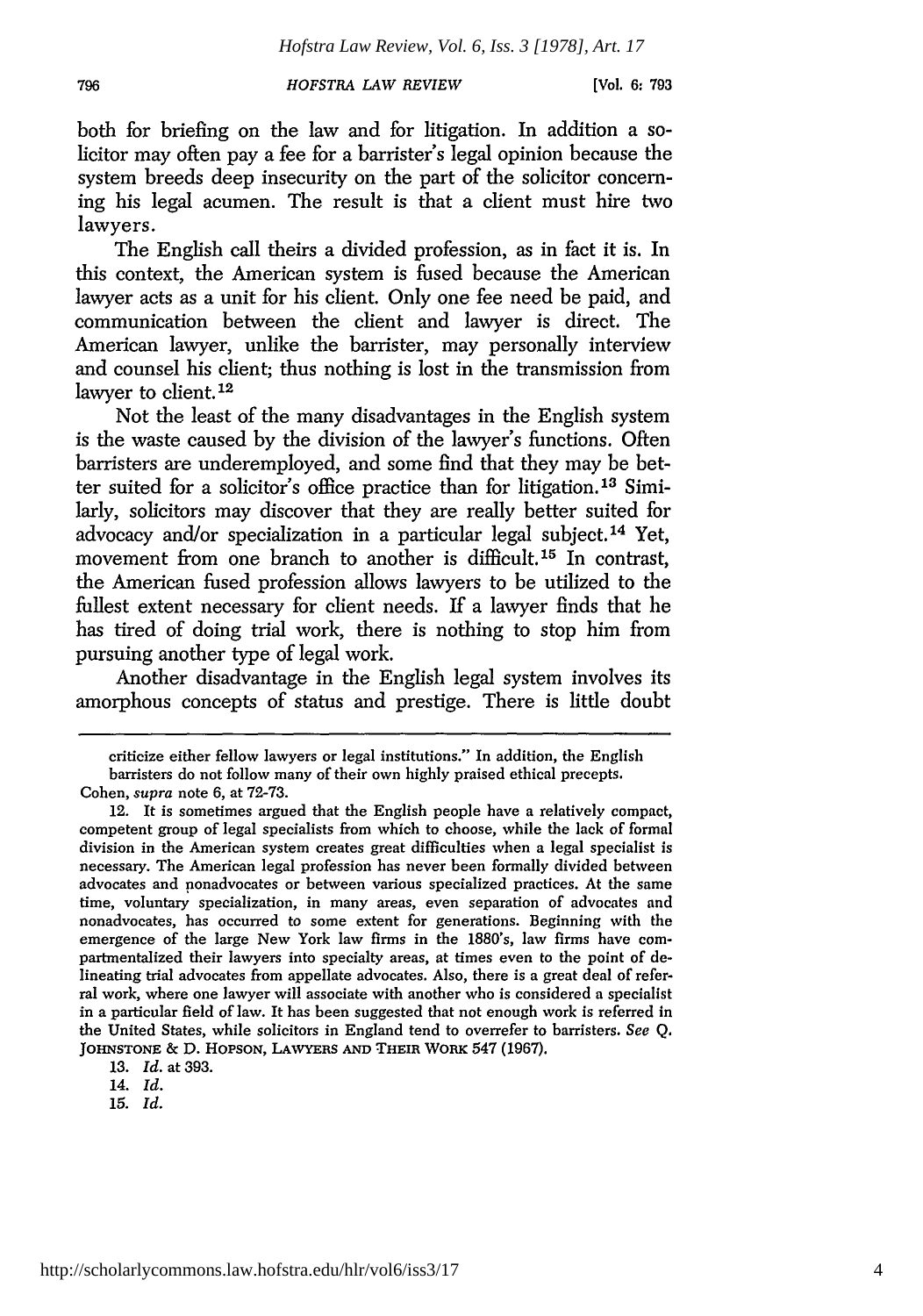both for briefing on the law and for litigation. In addition a solicitor may often pay a fee for a barrister's legal opinion because the system breeds deep insecurity on the part of the solicitor concerning his legal acumen. The result is that a client must hire two lawyers.

The English call theirs a divided profession, as in fact it is. In this context, the American system is fused because the American lawyer acts as a unit for his client. Only one fee need be paid, and communication between the client and lawyer is direct. The American lawyer, unlike the barrister, may personally interview and counsel his client; thus nothing is lost in the transmission from lawyer to client.[12]

Not the least of the many disadvantages in the English system is the waste caused by the division of the lawyer's functions. Often barristers are underemployed, and some find that they may be better suited for a solicitor's office practice than for litigation.[13] Similarly, solicitors may discover that they are really better suited for advocacy and/or specialization in a particular legal subject.[14] Yet, movement from one branch to another is difficult.[15] In contrast, the American fused profession allows lawyers to be utilized to the fullest extent necessary for client needs. If a lawyer finds that he has tired of doing trial work, there is nothing to stop him from pursuing another type of legal work.

Another disadvantage in the English legal system involves its amorphous concepts of status and prestige. There is little doubt

---

criticize either fellow lawyers or legal institutions." In addition, the English barristers do not follow many of their own highly praised ethical precepts. Cohen, *supra* note 6, at 72-73.

12. It is sometimes argued that the English people have a relatively compact, competent group of legal specialists from which to choose, while the lack of formal division in the American system creates great difficulties when a legal specialist is necessary. The American legal profession has never been formally divided between advocates and nonadvocates or between various specialized practices. At the same time, voluntary specialization, in many areas, even separation of advocates and nonadvocates, has occurred to some extent for generations. Beginning with the emergence of the large New York law firms in the 1880's, law firms have compartmentalized their lawyers into specialty areas, at times even to the point of delineating trial advocates from appellate advocates. Also, there is a great deal of referral work, where one lawyer will associate with another who is considered a specialist in a particular field of law. It has been suggested that not enough work is referred in the United States, while solicitors in England tend to overrefer to barristers. *See* Q. JOHNSTONE & D. HOPSON, LAWYERS AND THEIR WORK 547 (1967).

13. *Id.* at 393.

14. *Id.*

15. *Id.*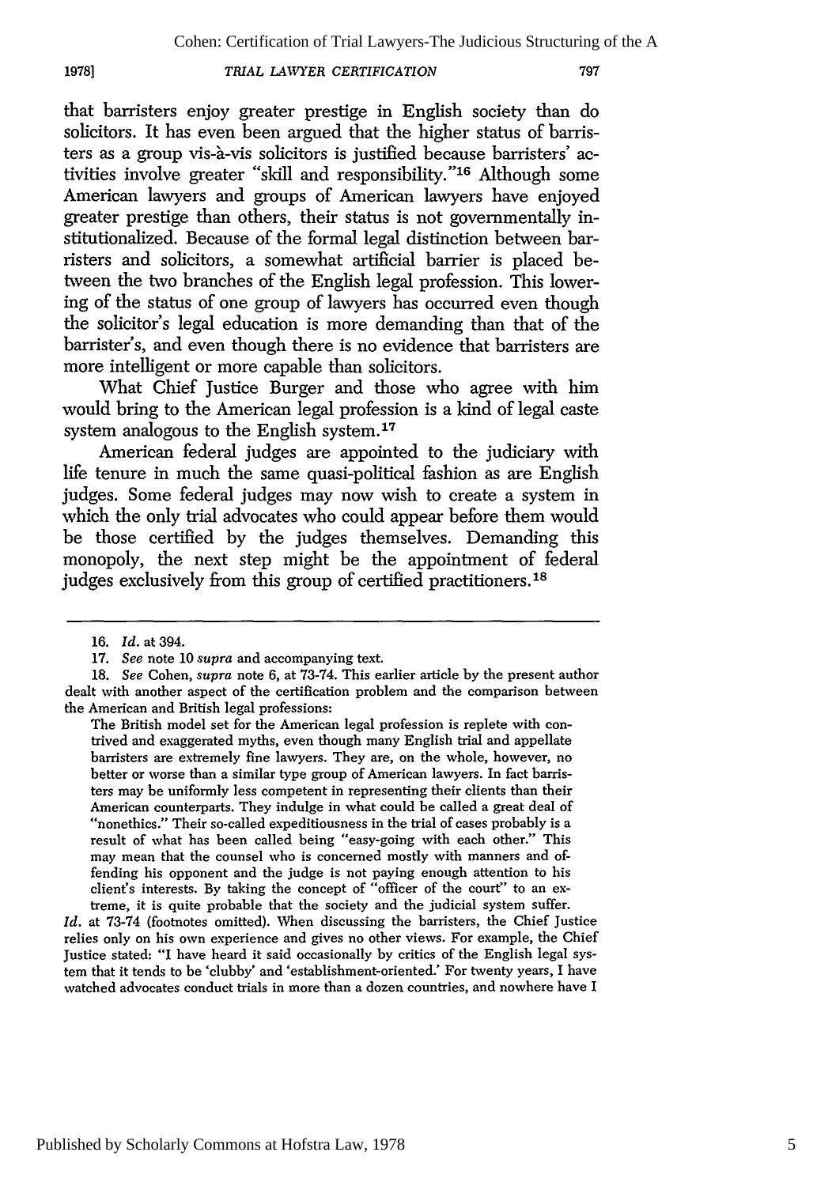that barristers enjoy greater prestige in English society than do solicitors. It has even been argued that the higher status of barristers as a group vis-à-vis solicitors is justified because barristers' activities involve greater "skill and responsibility."[16] Although some American lawyers and groups of American lawyers have enjoyed greater prestige than others, their status is not governmentally institutionalized. Because of the formal legal distinction between barristers and solicitors, a somewhat artificial barrier is placed between the two branches of the English legal profession. This lowering of the status of one group of lawyers has occurred even though the solicitor's legal education is more demanding than that of the barrister's, and even though there is no evidence that barristers are more intelligent or more capable than solicitors.

What Chief Justice Burger and those who agree with him would bring to the American legal profession is a kind of legal caste system analogous to the English system.[17]

American federal judges are appointed to the judiciary with life tenure in much the same quasi-political fashion as are English judges. Some federal judges may now wish to create a system in which the only trial advocates who could appear before them would be those certified by the judges themselves. Demanding this monopoly, the next step might be the appointment of federal judges exclusively from this group of certified practitioners.[18]

---

16. *Id.* at 394.

17. *See* note 10 *supra* and accompanying text.

18. *See* Cohen, *supra* note 6, at 73-74. This earlier article by the present author dealt with another aspect of the certification problem and the comparison between the American and British legal professions:

> The British model set for the American legal profession is replete with contrived and exaggerated myths, even though many English trial and appellate barristers are extremely fine lawyers. They are, on the whole, however, no better or worse than a similar type group of American lawyers. In fact barristers may be uniformly less competent in representing their clients than their American counterparts. They indulge in what could be called a great deal of "nonethics." Their so-called expeditiousness in the trial of cases probably is a result of what has been called being "easy-going with each other." This may mean that the counsel who is concerned mostly with manners and offending his opponent and the judge is not paying enough attention to his client's interests. By taking the concept of "officer of the court" to an extreme, it is quite probable that the society and the judicial system suffer.

*Id.* at 73-74 (footnotes omitted). When discussing the barristers, the Chief Justice relies only on his own experience and gives no other views. For example, the Chief Justice stated: "I have heard it said occasionally by critics of the English legal system that it tends to be 'clubby' and 'establishment-oriented.' For twenty years, I have watched advocates conduct trials in more than a dozen countries, and nowhere have I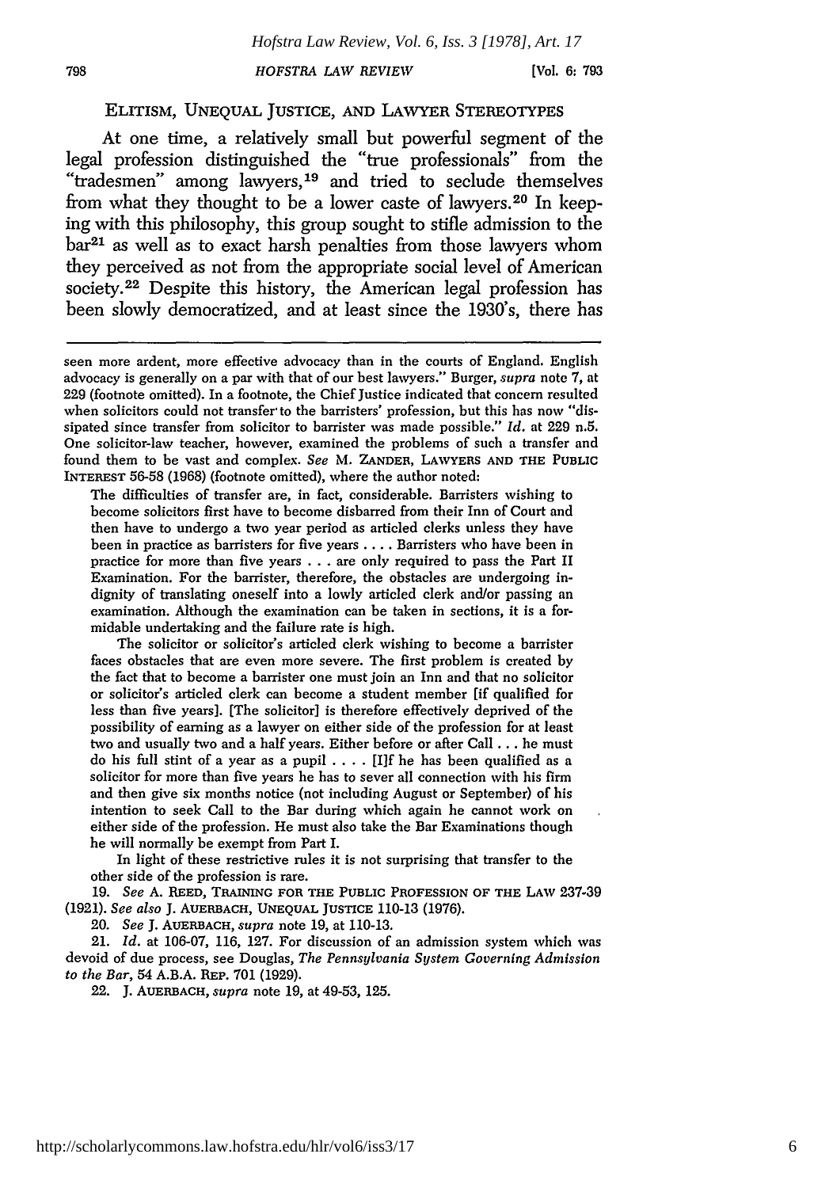## ELITISM, UNEQUAL JUSTICE, AND LAWYER STEREOTYPES

At one time, a relatively small but powerful segment of the legal profession distinguished the "true professionals" from the "tradesmen" among lawyers,[19] and tried to seclude themselves from what they thought to be a lower caste of lawyers.[20] In keeping with this philosophy, this group sought to stifle admission to the bar[21] as well as to exact harsh penalties from those lawyers whom they perceived as not from the appropriate social level of American society.[22] Despite this history, the American legal profession has been slowly democratized, and at least since the 1930's, there has

---

seen more ardent, more effective advocacy than in the courts of England. English advocacy is generally on a par with that of our best lawyers." Burger, *supra* note 7, at 229 (footnote omitted). In a footnote, the Chief Justice indicated that concern resulted when solicitors could not transfer to the barristers' profession, but this has now "dissipated since transfer from solicitor to barrister was made possible." *Id.* at 229 n.5. One solicitor-law teacher, however, examined the problems of such a transfer and found them to be vast and complex. *See* M. ZANDER, LAWYERS AND THE PUBLIC INTEREST 56-58 (1968) (footnote omitted), where the author noted:

> The difficulties of transfer are, in fact, considerable. Barristers wishing to become solicitors first have to become disbarred from their Inn of Court and then have to undergo a two year period as articled clerks unless they have been in practice as barristers for five years . . . . Barristers who have been in practice for more than five years . . . are only required to pass the Part II Examination. For the barrister, therefore, the obstacles are undergoing indignity of translating oneself into a lowly articled clerk and/or passing an examination. Although the examination can be taken in sections, it is a formidable undertaking and the failure rate is high.
>
> The solicitor or solicitor's articled clerk wishing to become a barrister faces obstacles that are even more severe. The first problem is created by the fact that to become a barrister one must join an Inn and that no solicitor or solicitor's articled clerk can become a student member [if qualified for less than five years]. [The solicitor] is therefore effectively deprived of the possibility of earning as a lawyer on either side of the profession for at least two and usually two and a half years. Either before or after Call . . . he must do his full stint of a year as a pupil . . . . [I]f he has been qualified as a solicitor for more than five years he has to sever all connection with his firm and then give six months notice (not including August or September) of his intention to seek Call to the Bar during which again he cannot work on either side of the profession. He must also take the Bar Examinations though he will normally be exempt from Part I.
>
> In light of these restrictive rules it is not surprising that transfer to the other side of the profession is rare.

19. *See* A. REED, TRAINING FOR THE PUBLIC PROFESSION OF THE LAW 237-39 (1921). *See also* J. AUERBACH, UNEQUAL JUSTICE 110-13 (1976).

20. *See* J. AUERBACH, *supra* note 19, at 110-13.

21. *Id.* at 106-07, 116, 127. For discussion of an admission system which was devoid of due process, see Douglas, *The Pennsylvania System Governing Admission to the Bar*, 54 A.B.A. REP. 701 (1929).

22. J. AUERBACH, *supra* note 19, at 49-53, 125.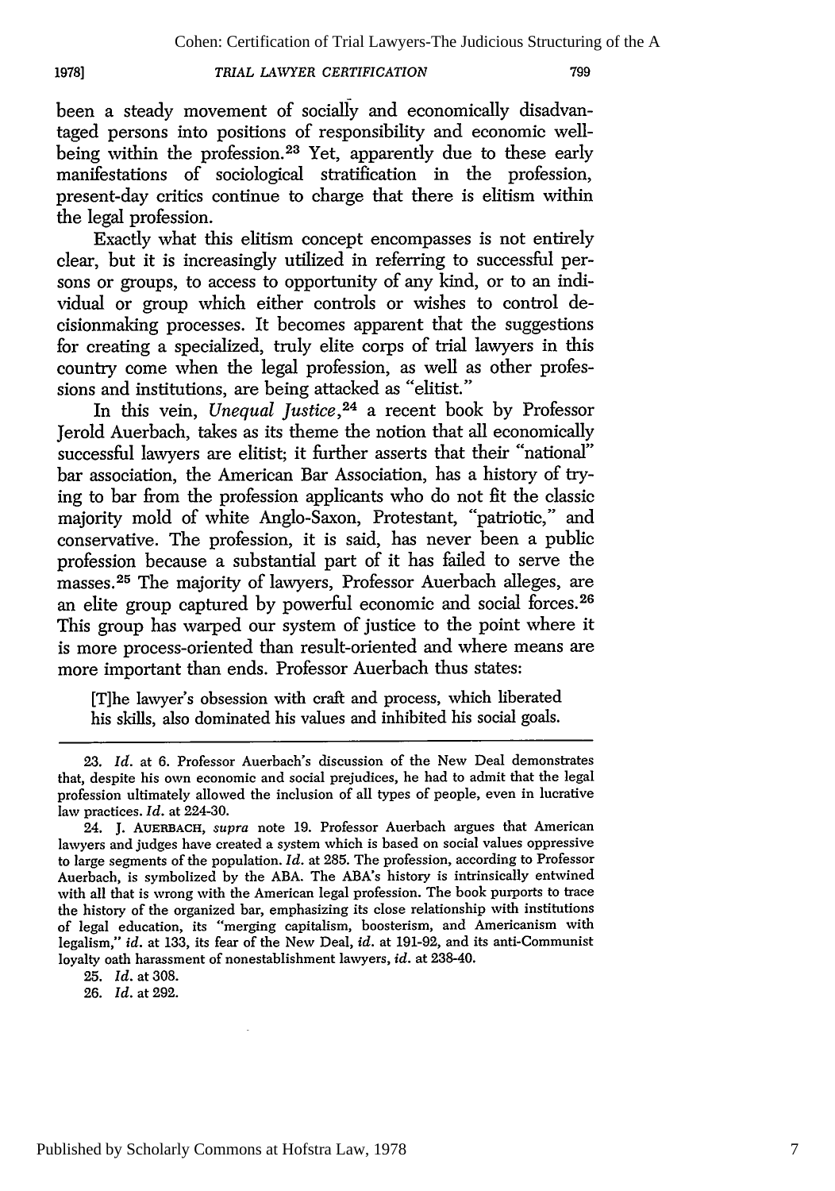been a steady movement of socially and economically disadvantaged persons into positions of responsibility and economic well-being within the profession.[23] Yet, apparently due to these early manifestations of sociological stratification in the profession, present-day critics continue to charge that there is elitism within the legal profession.

Exactly what this elitism concept encompasses is not entirely clear, but it is increasingly utilized in referring to successful persons or groups, to access to opportunity of any kind, or to an individual or group which either controls or wishes to control decisionmaking processes. It becomes apparent that the suggestions for creating a specialized, truly elite corps of trial lawyers in this country come when the legal profession, as well as other professions and institutions, are being attacked as "elitist."

In this vein, *Unequal Justice*,[24] a recent book by Professor Jerold Auerbach, takes as its theme the notion that all economically successful lawyers are elitist; it further asserts that their "national" bar association, the American Bar Association, has a history of trying to bar from the profession applicants who do not fit the classic majority mold of white Anglo-Saxon, Protestant, "patriotic," and conservative. The profession, it is said, has never been a public profession because a substantial part of it has failed to serve the masses.[25] The majority of lawyers, Professor Auerbach alleges, are an elite group captured by powerful economic and social forces.[26] This group has warped our system of justice to the point where it is more process-oriented than result-oriented and where means are more important than ends. Professor Auerbach thus states:

> [T]he lawyer's obsession with craft and process, which liberated his skills, also dominated his values and inhibited his social goals.

---

23. *Id.* at 6. Professor Auerbach's discussion of the New Deal demonstrates that, despite his own economic and social prejudices, he had to admit that the legal profession ultimately allowed the inclusion of all types of people, even in lucrative law practices. *Id.* at 224-30.

24. J. AUERBACH, *supra* note 19. Professor Auerbach argues that American lawyers and judges have created a system which is based on social values oppressive to large segments of the population. *Id.* at 285. The profession, according to Professor Auerbach, is symbolized by the ABA. The ABA's history is intrinsically entwined with all that is wrong with the American legal profession. The book purports to trace the history of the organized bar, emphasizing its close relationship with institutions of legal education, its "merging capitalism, boosterism, and Americanism with legalism," *id.* at 133, its fear of the New Deal, *id.* at 191-92, and its anti-Communist loyalty oath harassment of nonestablishment lawyers, *id.* at 238-40.

25. *Id.* at 308.

26. *Id.* at 292.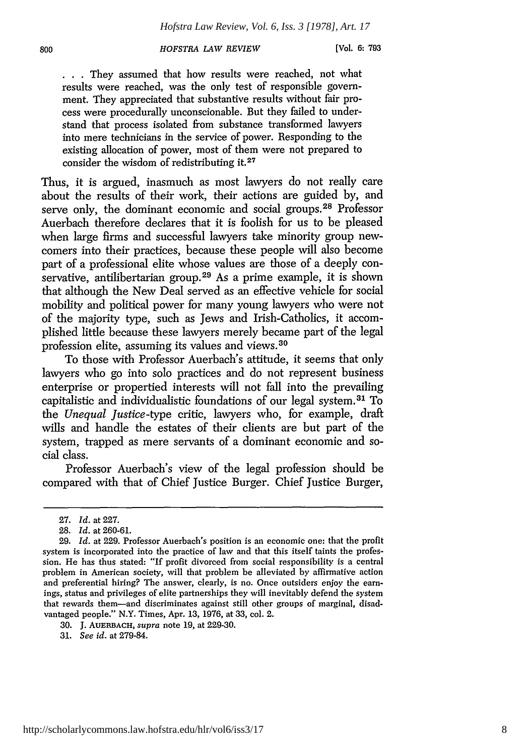> . . . They assumed that how results were reached, not what results were reached, was the only test of responsible government. They appreciated that substantive results without fair process were procedurally unconscionable. But they failed to understand that process isolated from substance transformed lawyers into mere technicians in the service of power. Responding to the existing allocation of power, most of them were not prepared to consider the wisdom of redistributing it.[27]

Thus, it is argued, inasmuch as most lawyers do not really care about the results of their work, their actions are guided by, and serve only, the dominant economic and social groups.[28] Professor Auerbach therefore declares that it is foolish for us to be pleased when large firms and successful lawyers take minority group newcomers into their practices, because these people will also become part of a professional elite whose values are those of a deeply conservative, antilibertarian group.[29] As a prime example, it is shown that although the New Deal served as an effective vehicle for social mobility and political power for many young lawyers who were not of the majority type, such as Jews and Irish-Catholics, it accomplished little because these lawyers merely became part of the legal profession elite, assuming its values and views.[30]

To those with Professor Auerbach's attitude, it seems that only lawyers who go into solo practices and do not represent business enterprise or propertied interests will not fall into the prevailing capitalistic and individualistic foundations of our legal system.[31] To the *Unequal Justice*-type critic, lawyers who, for example, draft wills and handle the estates of their clients are but part of the system, trapped as mere servants of a dominant economic and social class.

Professor Auerbach's view of the legal profession should be compared with that of Chief Justice Burger. Chief Justice Burger,

---

27. *Id.* at 227.

28. *Id.* at 260-61.

29. *Id.* at 229. Professor Auerbach's position is an economic one: that the profit system is incorporated into the practice of law and that this itself taints the profession. He has thus stated: "If profit divorced from social responsibility is a central problem in American society, will that problem be alleviated by affirmative action and preferential hiring? The answer, clearly, is no. Once outsiders enjoy the earnings, status and privileges of elite partnerships they will inevitably defend the system that rewards them—and discriminates against still other groups of marginal, disadvantaged people." N.Y. Times, Apr. 13, 1976, at 33, col. 2.

30. J. AUERBACH, *supra* note 19, at 229-30.

31. *See id.* at 279-84.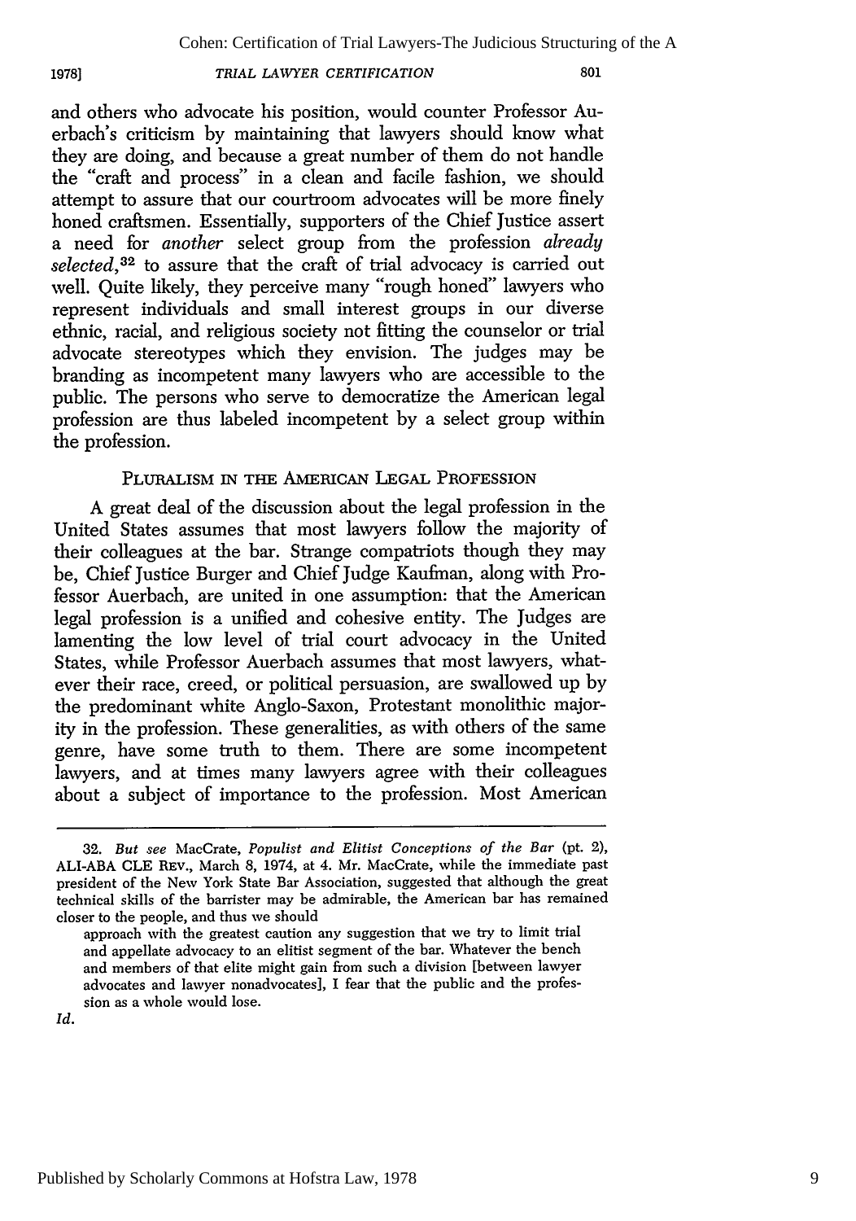and others who advocate his position, would counter Professor Auerbach's criticism by maintaining that lawyers should know what they are doing, and because a great number of them do not handle the "craft and process" in a clean and facile fashion, we should attempt to assure that our courtroom advocates will be more finely honed craftsmen. Essentially, supporters of the Chief Justice assert a need for *another* select group from the profession *already selected*,[32] to assure that the craft of trial advocacy is carried out well. Quite likely, they perceive many "rough honed" lawyers who represent individuals and small interest groups in our diverse ethnic, racial, and religious society not fitting the counselor or trial advocate stereotypes which they envision. The judges may be branding as incompetent many lawyers who are accessible to the public. The persons who serve to democratize the American legal profession are thus labeled incompetent by a select group within the profession.

## PLURALISM IN THE AMERICAN LEGAL PROFESSION

A great deal of the discussion about the legal profession in the United States assumes that most lawyers follow the majority of their colleagues at the bar. Strange compatriots though they may be, Chief Justice Burger and Chief Judge Kaufman, along with Professor Auerbach, are united in one assumption: that the American legal profession is a unified and cohesive entity. The Judges are lamenting the low level of trial court advocacy in the United States, while Professor Auerbach assumes that most lawyers, whatever their race, creed, or political persuasion, are swallowed up by the predominant white Anglo-Saxon, Protestant monolithic majority in the profession. These generalities, as with others of the same genre, have some truth to them. There are some incompetent lawyers, and at times many lawyers agree with their colleagues about a subject of importance to the profession. Most American

---

32. *But see* MacCrate, *Populist and Elitist Conceptions of the Bar* (pt. 2), ALI-ABA CLE REV., March 8, 1974, at 4. Mr. MacCrate, while the immediate past president of the New York State Bar Association, suggested that although the great technical skills of the barrister may be admirable, the American bar has remained closer to the people, and thus we should

> approach with the greatest caution any suggestion that we try to limit trial and appellate advocacy to an elitist segment of the bar. Whatever the bench and members of that elite might gain from such a division [between lawyer advocates and lawyer nonadvocates], I fear that the public and the profession as a whole would lose.

*Id.*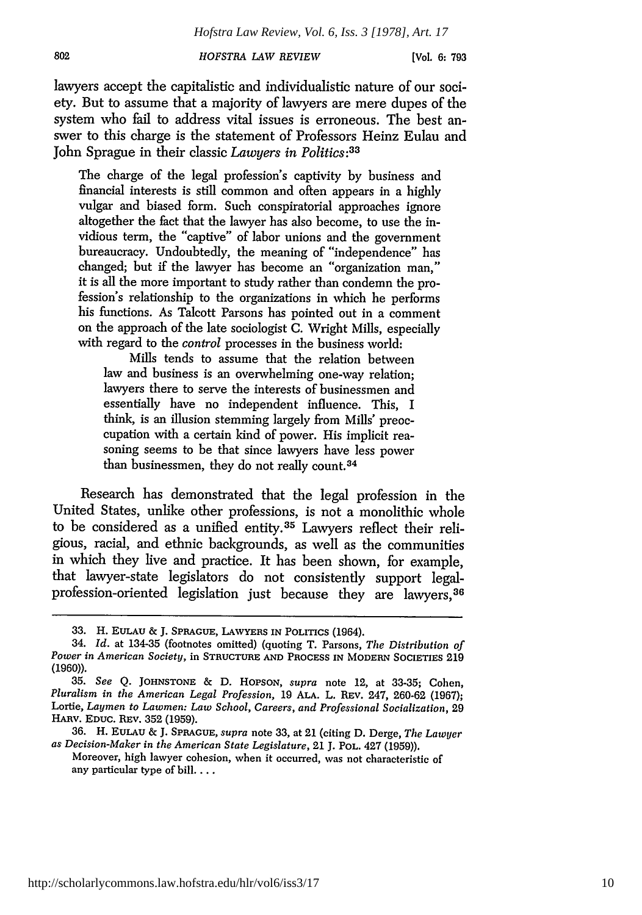lawyers accept the capitalistic and individualistic nature of our society. But to assume that a majority of lawyers are mere dupes of the system who fail to address vital issues is erroneous. The best answer to this charge is the statement of Professors Heinz Eulau and John Sprague in their classic *Lawyers in Politics*:[33]

> The charge of the legal profession's captivity by business and financial interests is still common and often appears in a highly vulgar and biased form. Such conspiratorial approaches ignore altogether the fact that the lawyer has also become, to use the invidious term, the "captive" of labor unions and the government bureaucracy. Undoubtedly, the meaning of "independence" has changed; but if the lawyer has become an "organization man," it is all the more important to study rather than condemn the profession's relationship to the organizations in which he performs his functions. As Talcott Parsons has pointed out in a comment on the approach of the late sociologist C. Wright Mills, especially with regard to the *control* processes in the business world:
>
> > Mills tends to assume that the relation between law and business is an overwhelming one-way relation; lawyers there to serve the interests of businessmen and essentially have no independent influence. This, I think, is an illusion stemming largely from Mills' preoccupation with a certain kind of power. His implicit reasoning seems to be that since lawyers have less power than businessmen, they do not really count.[34]

Research has demonstrated that the legal profession in the United States, unlike other professions, is not a monolithic whole to be considered as a unified entity.[35] Lawyers reflect their religious, racial, and ethnic backgrounds, as well as the communities in which they live and practice. It has been shown, for example, that lawyer-state legislators do not consistently support legal-profession-oriented legislation just because they are lawyers,[36]

---

33. H. EULAU & J. SPRAGUE, LAWYERS IN POLITICS (1964).

34. *Id.* at 134-35 (footnotes omitted) (quoting T. Parsons, *The Distribution of Power in American Society*, in STRUCTURE AND PROCESS IN MODERN SOCIETIES 219 (1960)).

35. *See* Q. JOHNSTONE & D. HOPSON, *supra* note 12, at 33-35; Cohen, *Pluralism in the American Legal Profession*, 19 ALA. L. REV. 247, 260-62 (1967); Lortie, *Laymen to Lawmen: Law School, Careers, and Professional Socialization*, 29 HARV. EDUC. REV. 352 (1959).

36. H. EULAU & J. SPRAGUE, *supra* note 33, at 21 (citing D. Derge, *The Lawyer as Decision-Maker in the American State Legislature*, 21 J. POL. 427 (1959)).

> Moreover, high lawyer cohesion, when it occurred, was not characteristic of any particular type of bill. . . .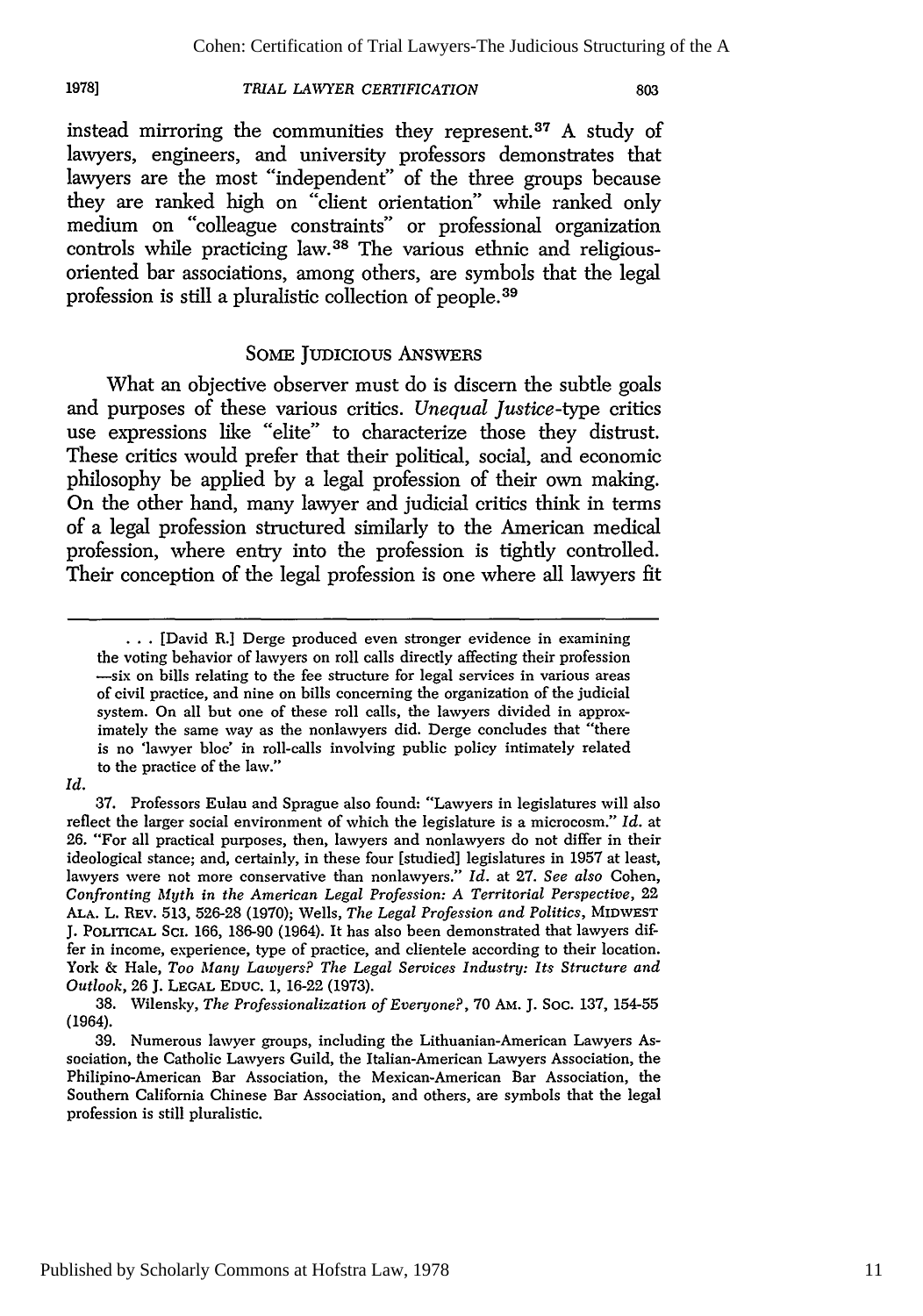instead mirroring the communities they represent.[37] A study of lawyers, engineers, and university professors demonstrates that lawyers are the most "independent" of the three groups because they are ranked high on "client orientation" while ranked only medium on "colleague constraints" or professional organization controls while practicing law.[38] The various ethnic and religious-oriented bar associations, among others, are symbols that the legal profession is still a pluralistic collection of people.[39]

## SOME JUDICIOUS ANSWERS

What an objective observer must do is discern the subtle goals and purposes of these various critics. *Unequal Justice*-type critics use expressions like "elite" to characterize those they distrust. These critics would prefer that their political, social, and economic philosophy be applied by a legal profession of their own making. On the other hand, many lawyer and judicial critics think in terms of a legal profession structured similarly to the American medical profession, where entry into the profession is tightly controlled. Their conception of the legal profession is one where all lawyers fit

---

> . . . [David R.] Derge produced even stronger evidence in examining the voting behavior of lawyers on roll calls directly affecting their profession —six on bills relating to the fee structure for legal services in various areas of civil practice, and nine on bills concerning the organization of the judicial system. On all but one of these roll calls, the lawyers divided in approximately the same way as the nonlawyers did. Derge concludes that "there is no 'lawyer bloc' in roll-calls involving public policy intimately related to the practice of the law."

*Id.*

37. Professors Eulau and Sprague also found: "Lawyers in legislatures will also reflect the larger social environment of which the legislature is a microcosm." *Id.* at 26. "For all practical purposes, then, lawyers and nonlawyers do not differ in their ideological stance; and, certainly, in these four [studied] legislatures in 1957 at least, lawyers were not more conservative than nonlawyers." *Id.* at 27. *See also* Cohen, *Confronting Myth in the American Legal Profession: A Territorial Perspective*, 22 ALA. L. REV. 513, 526-28 (1970); Wells, *The Legal Profession and Politics*, MIDWEST J. POLITICAL SCI. 166, 186-90 (1964). It has also been demonstrated that lawyers differ in income, experience, type of practice, and clientele according to their location. York & Hale, *Too Many Lawyers? The Legal Services Industry: Its Structure and Outlook*, 26 J. LEGAL EDUC. 1, 16-22 (1973).

38. Wilensky, *The Professionalization of Everyone?*, 70 AM. J. SOC. 137, 154-55 (1964).

39. Numerous lawyer groups, including the Lithuanian-American Lawyers Association, the Catholic Lawyers Guild, the Italian-American Lawyers Association, the Philipino-American Bar Association, the Mexican-American Bar Association, the Southern California Chinese Bar Association, and others, are symbols that the legal profession is still pluralistic.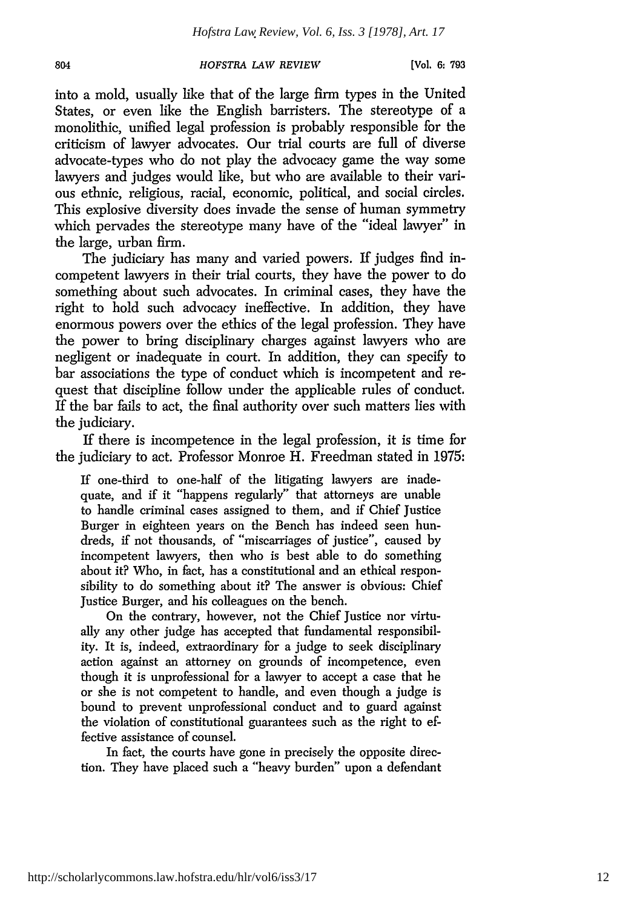into a mold, usually like that of the large firm types in the United States, or even like the English barristers. The stereotype of a monolithic, unified legal profession is probably responsible for the criticism of lawyer advocates. Our trial courts are full of diverse advocate-types who do not play the advocacy game the way some lawyers and judges would like, but who are available to their various ethnic, religious, racial, economic, political, and social circles. This explosive diversity does invade the sense of human symmetry which pervades the stereotype many have of the "ideal lawyer" in the large, urban firm.

The judiciary has many and varied powers. If judges find incompetent lawyers in their trial courts, they have the power to do something about such advocates. In criminal cases, they have the right to hold such advocacy ineffective. In addition, they have enormous powers over the ethics of the legal profession. They have the power to bring disciplinary charges against lawyers who are negligent or inadequate in court. In addition, they can specify to bar associations the type of conduct which is incompetent and request that discipline follow under the applicable rules of conduct. If the bar fails to act, the final authority over such matters lies with the judiciary.

If there is incompetence in the legal profession, it is time for the judiciary to act. Professor Monroe H. Freedman stated in 1975:

> If one-third to one-half of the litigating lawyers are inadequate, and if it "happens regularly" that attorneys are unable to handle criminal cases assigned to them, and if Chief Justice Burger in eighteen years on the Bench has indeed seen hundreds, if not thousands, of "miscarriages of justice", caused by incompetent lawyers, then who is best able to do something about it? Who, in fact, has a constitutional and an ethical responsibility to do something about it? The answer is obvious: Chief Justice Burger, and his colleagues on the bench.
>
> On the contrary, however, not the Chief Justice nor virtually any other judge has accepted that fundamental responsibility. It is, indeed, extraordinary for a judge to seek disciplinary action against an attorney on grounds of incompetence, even though it is unprofessional for a lawyer to accept a case that he or she is not competent to handle, and even though a judge is bound to prevent unprofessional conduct and to guard against the violation of constitutional guarantees such as the right to effective assistance of counsel.
>
> In fact, the courts have gone in precisely the opposite direction. They have placed such a "heavy burden" upon a defendant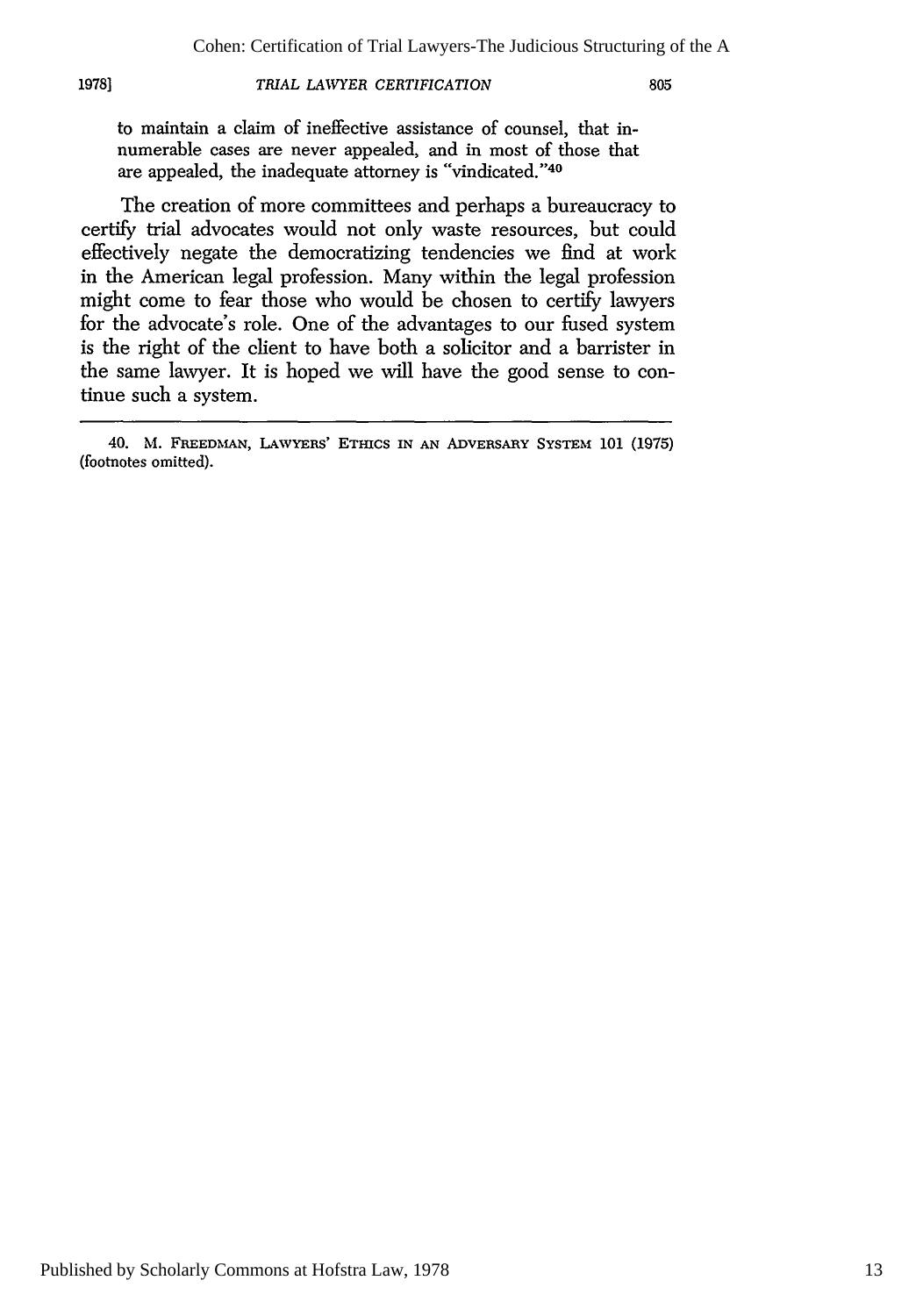to maintain a claim of ineffective assistance of counsel, that innumerable cases are never appealed, and in most of those that are appealed, the inadequate attorney is "vindicated."[40]

The creation of more committees and perhaps a bureaucracy to certify trial advocates would not only waste resources, but could effectively negate the democratizing tendencies we find at work in the American legal profession. Many within the legal profession might come to fear those who would be chosen to certify lawyers for the advocate's role. One of the advantages to our fused system is the right of the client to have both a solicitor and a barrister in the same lawyer. It is hoped we will have the good sense to continue such a system.

---

40. M. FREEDMAN, LAWYERS' ETHICS IN AN ADVERSARY SYSTEM 101 (1975) (footnotes omitted).